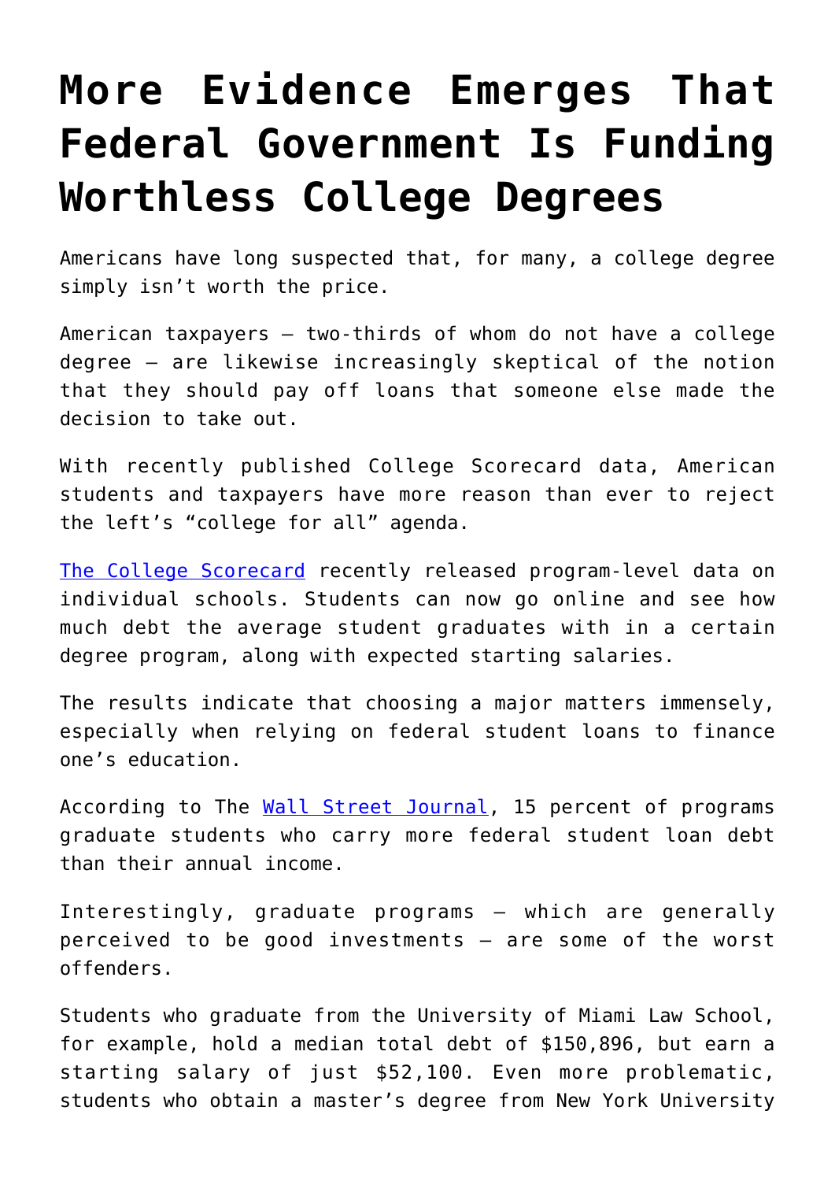# More Evidence Emerges That Federal Government Is Funding Worthless College Degrees

Americans have long suspected that, for many, a college degree simply isn't worth the price.

American taxpayers – two-thirds of whom do not have a college degree – are likewise increasingly skeptical of the notion that they should pay off loans that someone else made the decision to take out.

With recently published College Scorecard data, American students and taxpayers have more reason than ever to reject the left's "college for all" agenda.

[The College Scorecard](https://collegescorecard.ed.gov/) recently released program-level data on individual schools. Students can now go online and see how much debt the average student graduates with in a certain degree program, along with expected starting salaries.

The results indicate that choosing a major matters immensely, especially when relying on federal student loans to finance one's education.

According to The [Wall Street Journal](https://www.wsj.com/), 15 percent of programs graduate students who carry more federal student loan debt than their annual income.

Interestingly, graduate programs – which are generally perceived to be good investments – are some of the worst offenders.

Students who graduate from the University of Miami Law School, for example, hold a median total debt of $150,896, but earn a starting salary of just $52,100. Even more problematic, students who obtain a master's degree from New York University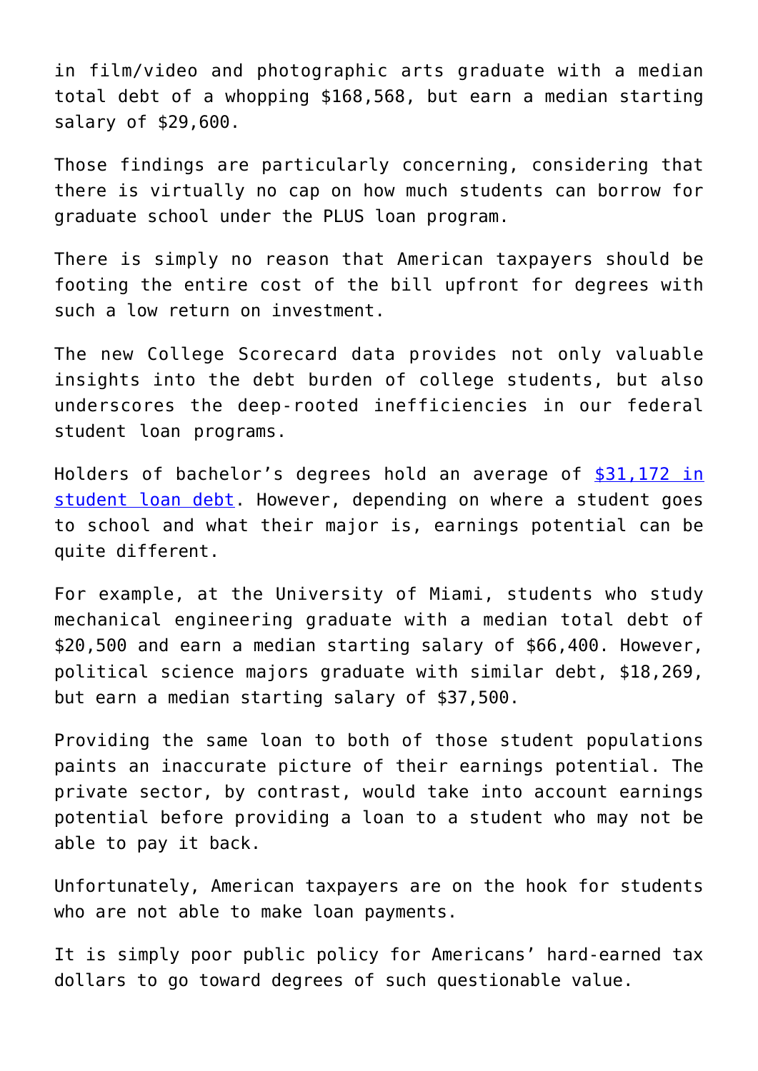in film/video and photographic arts graduate with a median total debt of a whopping $168,568, but earn a median starting salary of $29,600.

Those findings are particularly concerning, considering that there is virtually no cap on how much students can borrow for graduate school under the PLUS loan program.

There is simply no reason that American taxpayers should be footing the entire cost of the bill upfront for degrees with such a low return on investment.

The new College Scorecard data provides not only valuable insights into the debt burden of college students, but also underscores the deep-rooted inefficiencies in our federal student loan programs.

Holders of bachelor's degrees hold an average of [$31,172 in student loan debt](). However, depending on where a student goes to school and what their major is, earnings potential can be quite different.

For example, at the University of Miami, students who study mechanical engineering graduate with a median total debt of $20,500 and earn a median starting salary of $66,400. However, political science majors graduate with similar debt, $18,269, but earn a median starting salary of $37,500.

Providing the same loan to both of those student populations paints an inaccurate picture of their earnings potential. The private sector, by contrast, would take into account earnings potential before providing a loan to a student who may not be able to pay it back.

Unfortunately, American taxpayers are on the hook for students who are not able to make loan payments.

It is simply poor public policy for Americans' hard-earned tax dollars to go toward degrees of such questionable value.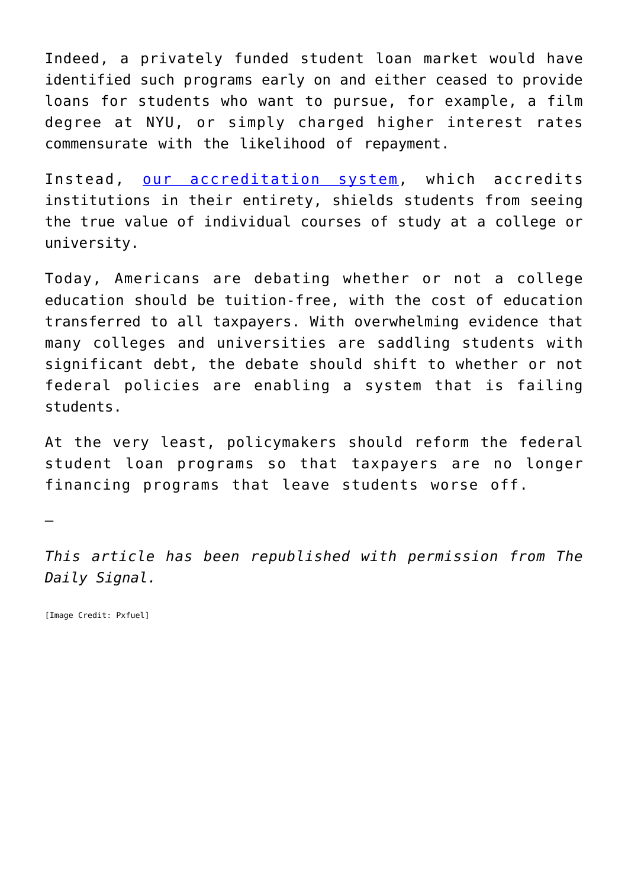Indeed, a privately funded student loan market would have identified such programs early on and either ceased to provide loans for students who want to pursue, for example, a film degree at NYU, or simply charged higher interest rates commensurate with the likelihood of repayment.

Instead, our accreditation system, which accredits institutions in their entirety, shields students from seeing the true value of individual courses of study at a college or university.

Today, Americans are debating whether or not a college education should be tuition-free, with the cost of education transferred to all taxpayers. With overwhelming evidence that many colleges and universities are saddling students with significant debt, the debate should shift to whether or not federal policies are enabling a system that is failing students.

At the very least, policymakers should reform the federal student loan programs so that taxpayers are no longer financing programs that leave students worse off.

—

*This article has been republished with permission from The Daily Signal.*

[Image Credit: Pxfuel]